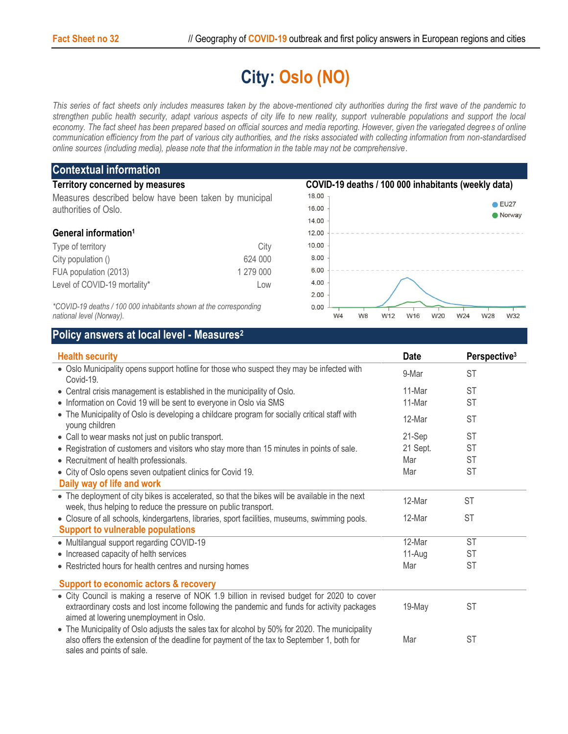# City: Oslo (NO)

*This series of fact sheets only includes measures taken by the above-mentioned city authorities during the first wave of the pandemic to strengthen public health security, adapt various aspects of city life to new reality, support vulnerable populations and support the local economy. The fact sheet has been prepared based on official sources and media reporting. However, given the variegated degrees of online communication efficiency from the part of various city authorities, and the risks associated with collecting information from non-standardised online sources (including media), please note that the information in the table may not be comprehensive.*

## Contextual information

### Territory concerned by measures

Measures described below have been taken by municipal authorities of Oslo.

### General information[1]

| | |
|---|---|
| Type of territory | City |
| City population () | 624 000 |
| FUA population (2013) | 1 279 000 |
| Level of COVID-19 mortality* | Low |

*\*COVID-19 deaths / 100 000 inhabitants shown at the corresponding national level (Norway).*

### COVID-19 deaths / 100 000 inhabitants (weekly data)

## Policy answers at local level - Measures[2]

| Health security | Date | Perspective[3] |
|---|---|---|
| • Oslo Municipality opens support hotline for those who suspect they may be infected with Covid-19. | 9-Mar | ST |
| • Central crisis management is established in the municipality of Oslo. | 11-Mar | ST |
| • Information on Covid 19 will be sent to everyone in Oslo via SMS | 11-Mar | ST |
| • The Municipality of Oslo is developing a childcare program for socially critical staff with young children | 12-Mar | ST |
| • Call to wear masks not just on public transport. | 21-Sep | ST |
| • Registration of customers and visitors who stay more than 15 minutes in points of sale. | 21 Sept. | ST |
| • Recruitment of health professionals. | Mar | ST |
| • City of Oslo opens seven outpatient clinics for Covid 19. | Mar | ST |
| **Daily way of life and work** | | |
| • The deployment of city bikes is accelerated, so that the bikes will be available in the next week, thus helping to reduce the pressure on public transport. | 12-Mar | ST |
| • Closure of all schools, kindergartens, libraries, sport facilities, museums, swimming pools. | 12-Mar | ST |
| **Support to vulnerable populations** | | |
| • Multilangual support regarding COVID-19 | 12-Mar | ST |
| • Increased capacity of helth services | 11-Aug | ST |
| • Restricted hours for health centres and nursing homes | Mar | ST |
| **Support to economic actors & recovery** | | |
| • City Council is making a reserve of NOK 1.9 billion in revised budget for 2020 to cover extraordinary costs and lost income following the pandemic and funds for activity packages aimed at lowering unemployment in Oslo. | 19-May | ST |
| • The Municipality of Oslo adjusts the sales tax for alcohol by 50% for 2020. The municipality also offers the extension of the deadline for payment of the tax to September 1, both for sales and points of sale. | Mar | ST |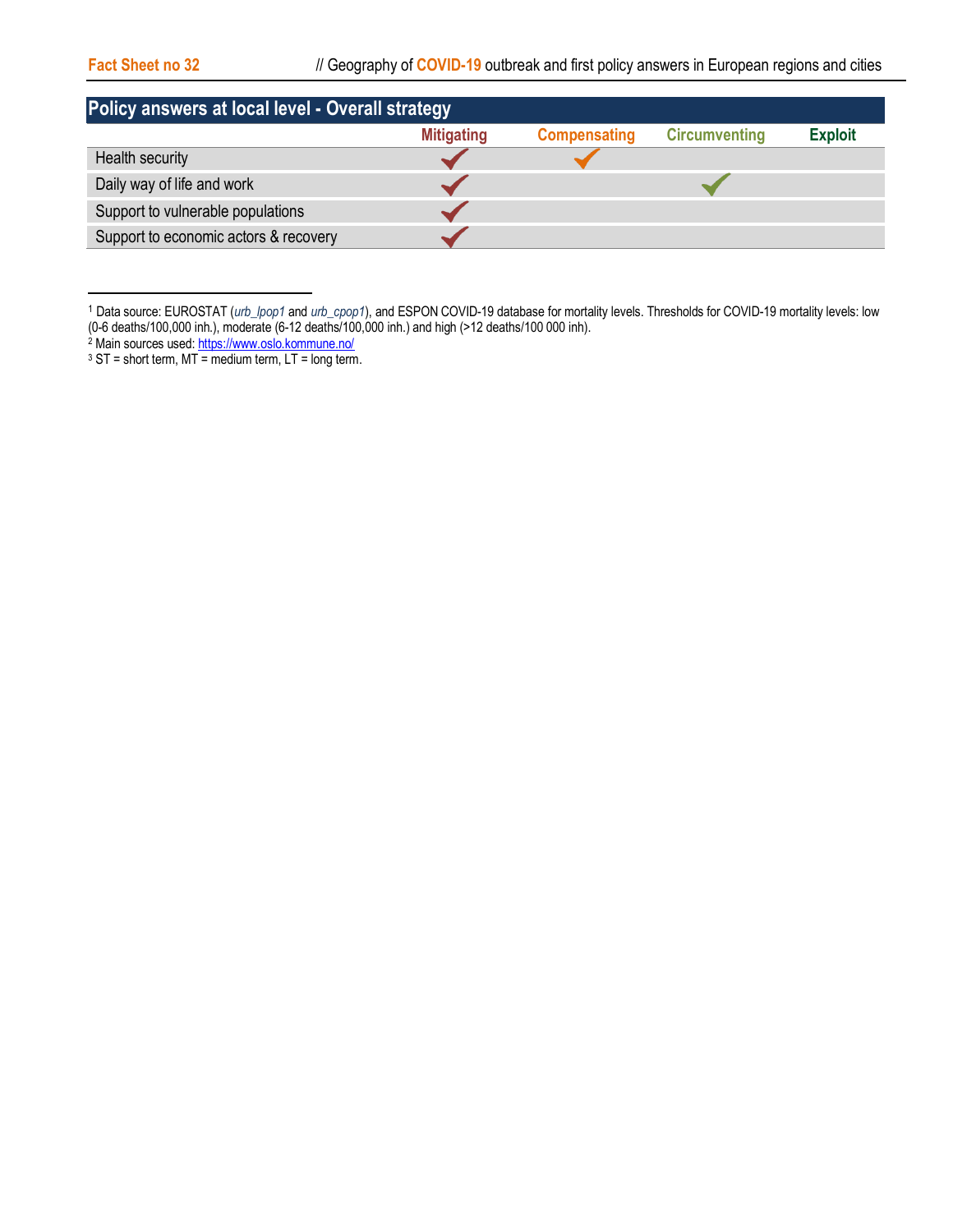## Policy answers at local level - Overall strategy

| | Mitigating | Compensating | Circumventing | Exploit |
|---|---|---|---|---|
| Health security | ✓ | ✓ | | |
| Daily way of life and work | ✓ | | ✓ | |
| Support to vulnerable populations | ✓ | | | |
| Support to economic actors & recovery | ✓ | | | |

---

[1] Data source: EUROSTAT (*urb_lpop1* and *urb_cpop1*), and ESPON COVID-19 database for mortality levels. Thresholds for COVID-19 mortality levels: low (0-6 deaths/100,000 inh.), moderate (6-12 deaths/100,000 inh.) and high (>12 deaths/100 000 inh).

[2] Main sources used: https://www.oslo.kommune.no/

[3] ST = short term, MT = medium term, LT = long term.